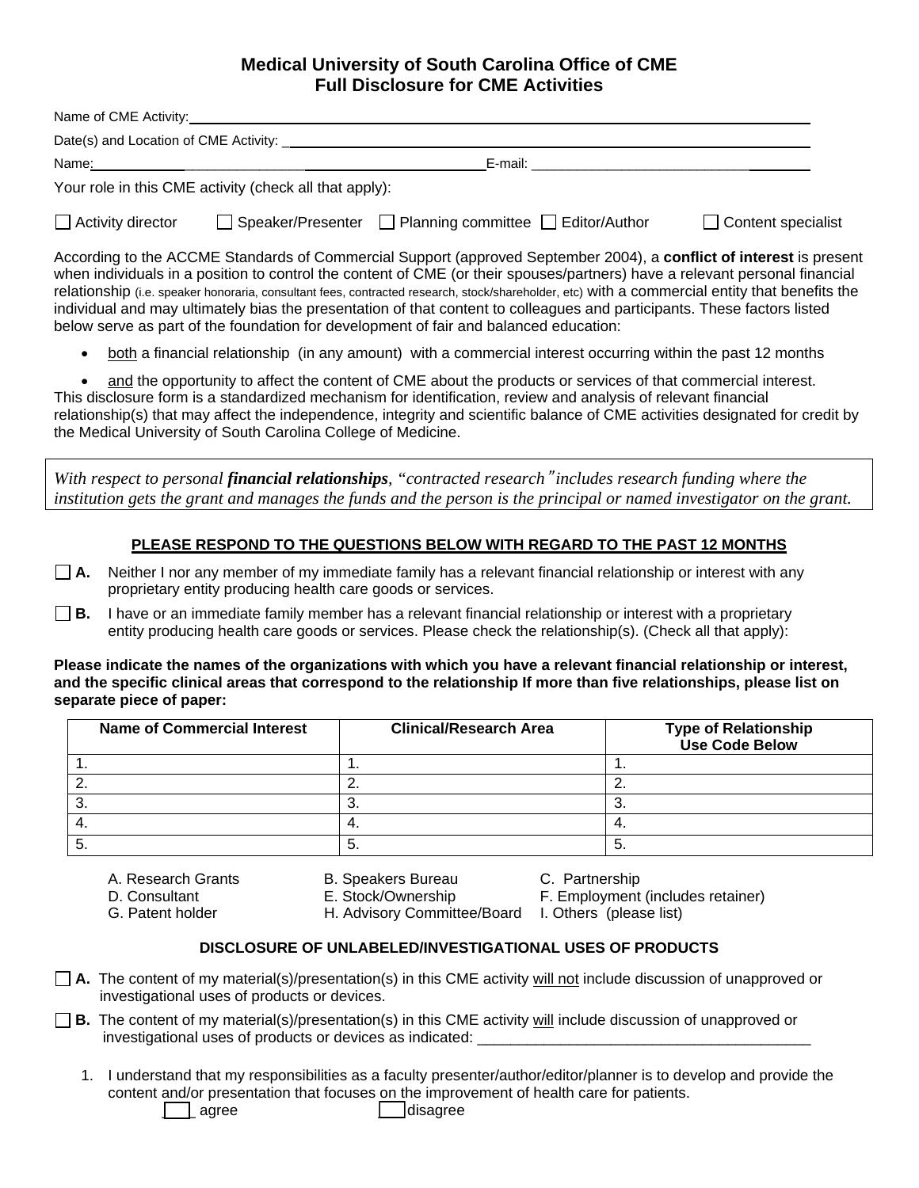# Medical University of South Carolina Office of CME
## Full Disclosure for CME Activities

Name of CME Activity: ____________________________________________

Date(s) and Location of CME Activity: ____________________________________________

Name: ______________________________ E-mail: ______________________________

Your role in this CME activity (check all that apply):

☐ Activity director ☐ Speaker/Presenter ☐ Planning committee ☐ Editor/Author ☐ Content specialist

According to the ACCME Standards of Commercial Support (approved September 2004), a **conflict of interest** is present when individuals in a position to control the content of CME (or their spouses/partners) have a relevant personal financial relationship (i.e. speaker honoraria, consultant fees, contracted research, stock/shareholder, etc) with a commercial entity that benefits the individual and may ultimately bias the presentation of that content to colleagues and participants. These factors listed below serve as part of the foundation for development of fair and balanced education:

- both a financial relationship (in any amount) with a commercial interest occurring within the past 12 months
- and the opportunity to affect the content of CME about the products or services of that commercial interest.

This disclosure form is a standardized mechanism for identification, review and analysis of relevant financial relationship(s) that may affect the independence, integrity and scientific balance of CME activities designated for credit by the Medical University of South Carolina College of Medicine.

*With respect to personal* ***financial relationships****, "contracted research" includes research funding where the institution gets the grant and manages the funds and the person is the principal or named investigator on the grant.*

**PLEASE RESPOND TO THE QUESTIONS BELOW WITH REGARD TO THE PAST 12 MONTHS**

☐ **A.** Neither I nor any member of my immediate family has a relevant financial relationship or interest with any proprietary entity producing health care goods or services.

☐ **B.** I have or an immediate family member has a relevant financial relationship or interest with a proprietary entity producing health care goods or services. Please check the relationship(s). (Check all that apply):

**Please indicate the names of the organizations with which you have a relevant financial relationship or interest, and the specific clinical areas that correspond to the relationship If more than five relationships, please list on separate piece of paper:**

| Name of Commercial Interest | Clinical/Research Area | Type of Relationship Use Code Below |
|---|---|---|
| 1. | 1. | 1. |
| 2. | 2. | 2. |
| 3. | 3. | 3. |
| 4. | 4. | 4. |
| 5. | 5. | 5. |

A. Research Grants
B. Speakers Bureau
C. Partnership
D. Consultant
E. Stock/Ownership
F. Employment (includes retainer)
G. Patent holder
H. Advisory Committee/Board
I. Others (please list)

**DISCLOSURE OF UNLABELED/INVESTIGATIONAL USES OF PRODUCTS**

☐ **A.** The content of my material(s)/presentation(s) in this CME activity will not include discussion of unapproved or investigational uses of products or devices.

☐ **B.** The content of my material(s)/presentation(s) in this CME activity will include discussion of unapproved or investigational uses of products or devices as indicated: ________________________________

1. I understand that my responsibilities as a faculty presenter/author/editor/planner is to develop and provide the content and/or presentation that focuses on the improvement of health care for patients.

   ___ agree ___ disagree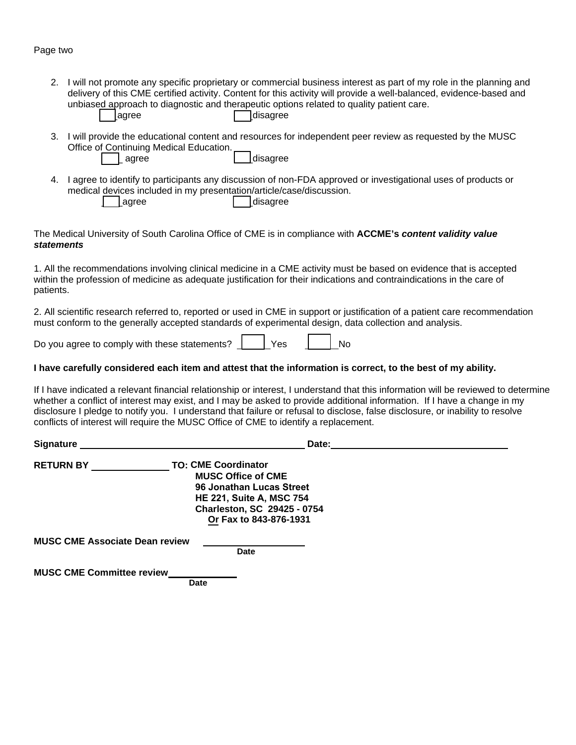2. I will not promote any specific proprietary or commercial business interest as part of my role in the planning and delivery of this CME certified activity. Content for this activity will provide a well-balanced, evidence-based and unbiased approach to diagnostic and therapeutic options related to quality patient care.

   ☐ agree ☐ disagree

3. I will provide the educational content and resources for independent peer review as requested by the MUSC Office of Continuing Medical Education.

   ☐ agree ☐ disagree

4. I agree to identify to participants any discussion of non-FDA approved or investigational uses of products or medical devices included in my presentation/article/case/discussion.

   ☐ agree ☐ disagree

The Medical University of South Carolina Office of CME is in compliance with **ACCME's** ***content validity value statements***

1. All the recommendations involving clinical medicine in a CME activity must be based on evidence that is accepted within the profession of medicine as adequate justification for their indications and contraindications in the care of patients.

2. All scientific research referred to, reported or used in CME in support or justification of a patient care recommendation must conform to the generally accepted standards of experimental design, data collection and analysis.

Do you agree to comply with these statements? ☐ Yes ☐ No

**I have carefully considered each item and attest that the information is correct, to the best of my ability.**

If I have indicated a relevant financial relationship or interest, I understand that this information will be reviewed to determine whether a conflict of interest may exist, and I may be asked to provide additional information. If I have a change in my disclosure I pledge to notify you. I understand that failure or refusal to disclose, false disclosure, or inability to resolve conflicts of interest will require the MUSC Office of CME to identify a replacement.

**Signature** ____________________________________________ **Date:** ____________________________________

**RETURN BY** _______________ **TO: CME Coordinator**
**MUSC Office of CME**
**96 Jonathan Lucas Street**
**HE 221, Suite A, MSC 754**
**Charleston, SC 29425 - 0754**
**Or Fax to 843-876-1931**

**MUSC CME Associate Dean review** ____________________
**Date**

**MUSC CME Committee review** _____________
**Date**